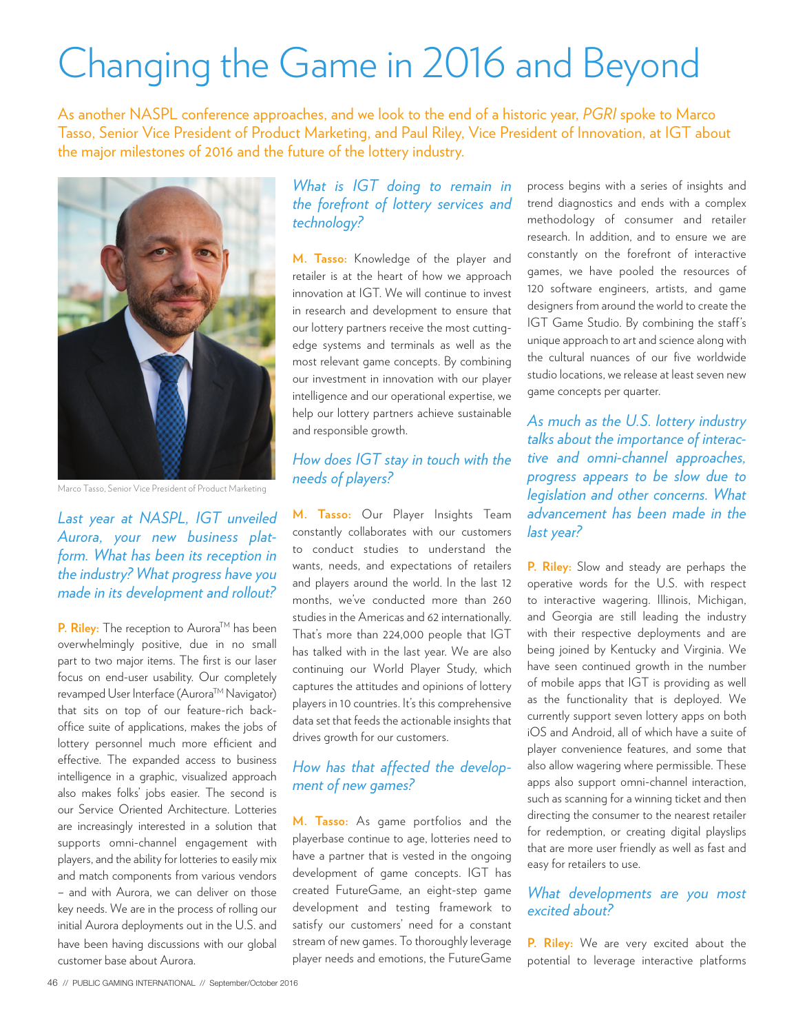# Changing the Game in 2016 and Beyond

As another NASPL conference approaches, and we look to the end of a historic year, *PGRI* spoke to Marco Tasso, Senior Vice President of Product Marketing, and Paul Riley, Vice President of Innovation, at IGT about the major milestones of 2016 and the future of the lottery industry.

Marco Tasso, Senior Vice President of Product Marketing

*Last year at NASPL, IGT unveiled Aurora, your new business platform. What has been its reception in the industry? What progress have you made in its development and rollout?*

**P. Riley:** The reception to Aurora™ has been overwhelmingly positive, due in no small part to two major items. The first is our laser focus on end-user usability. Our completely revamped User Interface (Aurora™ Navigator) that sits on top of our feature-rich back-office suite of applications, makes the jobs of lottery personnel much more efficient and effective. The expanded access to business intelligence in a graphic, visualized approach also makes folks' jobs easier. The second is our Service Oriented Architecture. Lotteries are increasingly interested in a solution that supports omni-channel engagement with players, and the ability for lotteries to easily mix and match components from various vendors – and with Aurora, we can deliver on those key needs. We are in the process of rolling our initial Aurora deployments out in the U.S. and have been having discussions with our global customer base about Aurora.

*What is IGT doing to remain in the forefront of lottery services and technology?*

**M. Tasso:** Knowledge of the player and retailer is at the heart of how we approach innovation at IGT. We will continue to invest in research and development to ensure that our lottery partners receive the most cutting-edge systems and terminals as well as the most relevant game concepts. By combining our investment in innovation with our player intelligence and our operational expertise, we help our lottery partners achieve sustainable and responsible growth.

*How does IGT stay in touch with the needs of players?*

**M. Tasso:** Our Player Insights Team constantly collaborates with our customers to conduct studies to understand the wants, needs, and expectations of retailers and players around the world. In the last 12 months, we've conducted more than 260 studies in the Americas and 62 internationally. That's more than 224,000 people that IGT has talked with in the last year. We are also continuing our World Player Study, which captures the attitudes and opinions of lottery players in 10 countries. It's this comprehensive data set that feeds the actionable insights that drives growth for our customers.

*How has that affected the development of new games?*

**M. Tasso:** As game portfolios and the playerbase continue to age, lotteries need to have a partner that is vested in the ongoing development of game concepts. IGT has created FutureGame, an eight-step game development and testing framework to satisfy our customers' need for a constant stream of new games. To thoroughly leverage player needs and emotions, the FutureGame process begins with a series of insights and trend diagnostics and ends with a complex methodology of consumer and retailer research. In addition, and to ensure we are constantly on the forefront of interactive games, we have pooled the resources of 120 software engineers, artists, and game designers from around the world to create the IGT Game Studio. By combining the staff's unique approach to art and science along with the cultural nuances of our five worldwide studio locations, we release at least seven new game concepts per quarter.

*As much as the U.S. lottery industry talks about the importance of interactive and omni-channel approaches, progress appears to be slow due to legislation and other concerns. What advancement has been made in the last year?*

**P. Riley:** Slow and steady are perhaps the operative words for the U.S. with respect to interactive wagering. Illinois, Michigan, and Georgia are still leading the industry with their respective deployments and are being joined by Kentucky and Virginia. We have seen continued growth in the number of mobile apps that IGT is providing as well as the functionality that is deployed. We currently support seven lottery apps on both iOS and Android, all of which have a suite of player convenience features, and some that also allow wagering where permissible. These apps also support omni-channel interaction, such as scanning for a winning ticket and then directing the consumer to the nearest retailer for redemption, or creating digital playslips that are more user friendly as well as fast and easy for retailers to use.

*What developments are you most excited about?*

**P. Riley:** We are very excited about the potential to leverage interactive platforms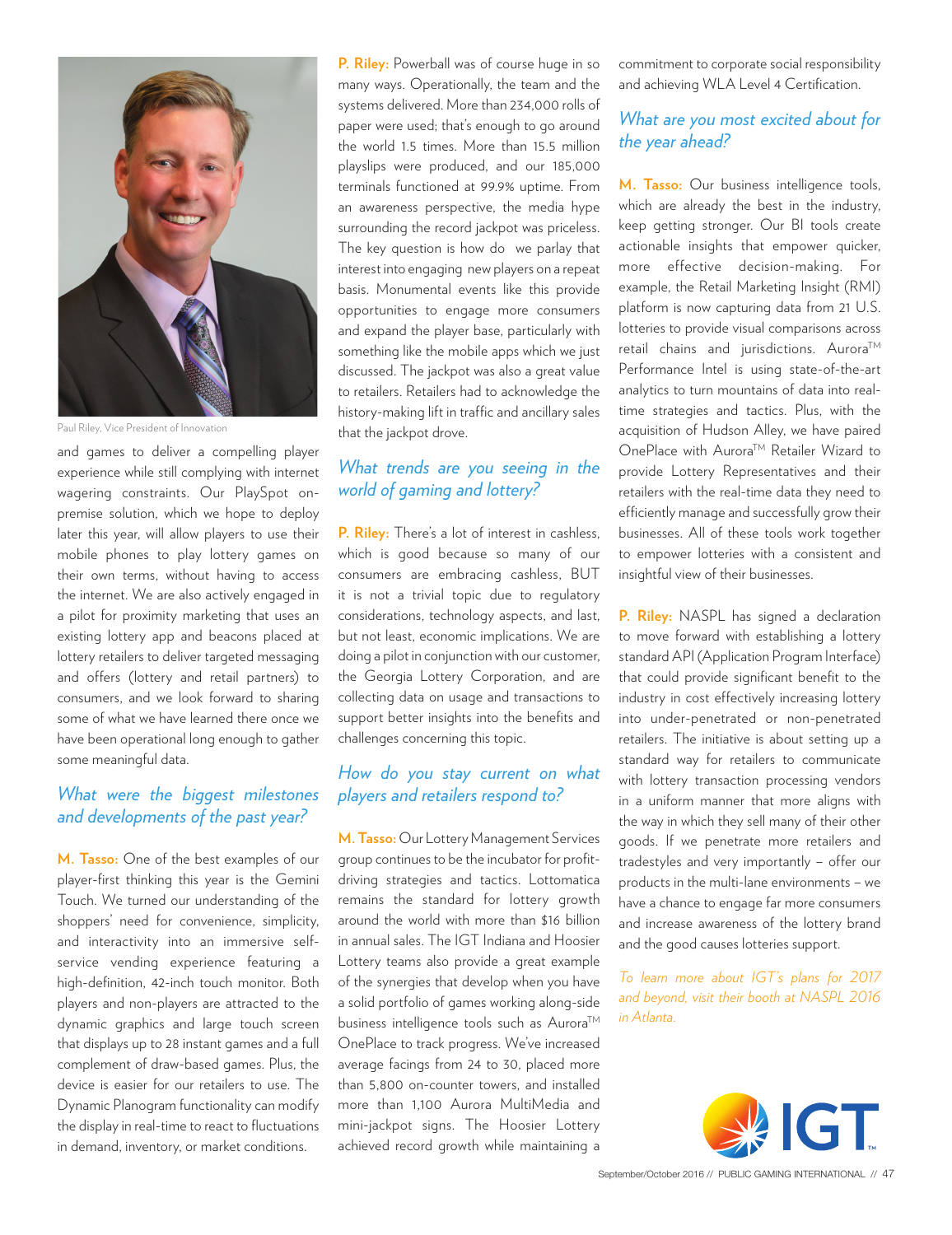Paul Riley, Vice President of Innovation

and games to deliver a compelling player experience while still complying with internet wagering constraints. Our PlaySpot on-premise solution, which we hope to deploy later this year, will allow players to use their mobile phones to play lottery games on their own terms, without having to access the internet. We are also actively engaged in a pilot for proximity marketing that uses an existing lottery app and beacons placed at lottery retailers to deliver targeted messaging and offers (lottery and retail partners) to consumers, and we look forward to sharing some of what we have learned there once we have been operational long enough to gather some meaningful data.

### *What were the biggest milestones and developments of the past year?*

**M. Tasso:** One of the best examples of our player-first thinking this year is the Gemini Touch. We turned our understanding of the shoppers' need for convenience, simplicity, and interactivity into an immersive self-service vending experience featuring a high-definition, 42-inch touch monitor. Both players and non-players are attracted to the dynamic graphics and large touch screen that displays up to 28 instant games and a full complement of draw-based games. Plus, the device is easier for our retailers to use. The Dynamic Planogram functionality can modify the display in real-time to react to fluctuations in demand, inventory, or market conditions.

**P. Riley:** Powerball was of course huge in so many ways. Operationally, the team and the systems delivered. More than 234,000 rolls of paper were used; that's enough to go around the world 1.5 times. More than 15.5 million playslips were produced, and our 185,000 terminals functioned at 99.9% uptime. From an awareness perspective, the media hype surrounding the record jackpot was priceless. The key question is how do we parlay that interest into engaging new players on a repeat basis. Monumental events like this provide opportunities to engage more consumers and expand the player base, particularly with something like the mobile apps which we just discussed. The jackpot was also a great value to retailers. Retailers had to acknowledge the history-making lift in traffic and ancillary sales that the jackpot drove.

### *What trends are you seeing in the world of gaming and lottery?*

**P. Riley:** There's a lot of interest in cashless, which is good because so many of our consumers are embracing cashless, BUT it is not a trivial topic due to regulatory considerations, technology aspects, and last, but not least, economic implications. We are doing a pilot in conjunction with our customer, the Georgia Lottery Corporation, and are collecting data on usage and transactions to support better insights into the benefits and challenges concerning this topic.

### *How do you stay current on what players and retailers respond to?*

**M. Tasso:** Our Lottery Management Services group continues to be the incubator for profit-driving strategies and tactics. Lottomatica remains the standard for lottery growth around the world with more than $16 billion in annual sales. The IGT Indiana and Hoosier Lottery teams also provide a great example of the synergies that develop when you have a solid portfolio of games working along-side business intelligence tools such as Aurora™ OnePlace to track progress. We've increased average facings from 24 to 30, placed more than 5,800 on-counter towers, and installed more than 1,100 Aurora MultiMedia and mini-jackpot signs. The Hoosier Lottery achieved record growth while maintaining a commitment to corporate social responsibility and achieving WLA Level 4 Certification.

### *What are you most excited about for the year ahead?*

**M. Tasso:** Our business intelligence tools, which are already the best in the industry, keep getting stronger. Our BI tools create actionable insights that empower quicker, more effective decision-making. For example, the Retail Marketing Insight (RMI) platform is now capturing data from 21 U.S. lotteries to provide visual comparisons across retail chains and jurisdictions. Aurora™ Performance Intel is using state-of-the-art analytics to turn mountains of data into real-time strategies and tactics. Plus, with the acquisition of Hudson Alley, we have paired OnePlace with Aurora™ Retailer Wizard to provide Lottery Representatives and their retailers with the real-time data they need to efficiently manage and successfully grow their businesses. All of these tools work together to empower lotteries with a consistent and insightful view of their businesses.

**P. Riley:** NASPL has signed a declaration to move forward with establishing a lottery standard API (Application Program Interface) that could provide significant benefit to the industry in cost effectively increasing lottery into under-penetrated or non-penetrated retailers. The initiative is about setting up a standard way for retailers to communicate with lottery transaction processing vendors in a uniform manner that more aligns with the way in which they sell many of their other goods. If we penetrate more retailers and tradestyles and very importantly – offer our products in the multi-lane environments – we have a chance to engage far more consumers and increase awareness of the lottery brand and the good causes lotteries support.

*To learn more about IGT's plans for 2017 and beyond, visit their booth at NASPL 2016 in Atlanta.*